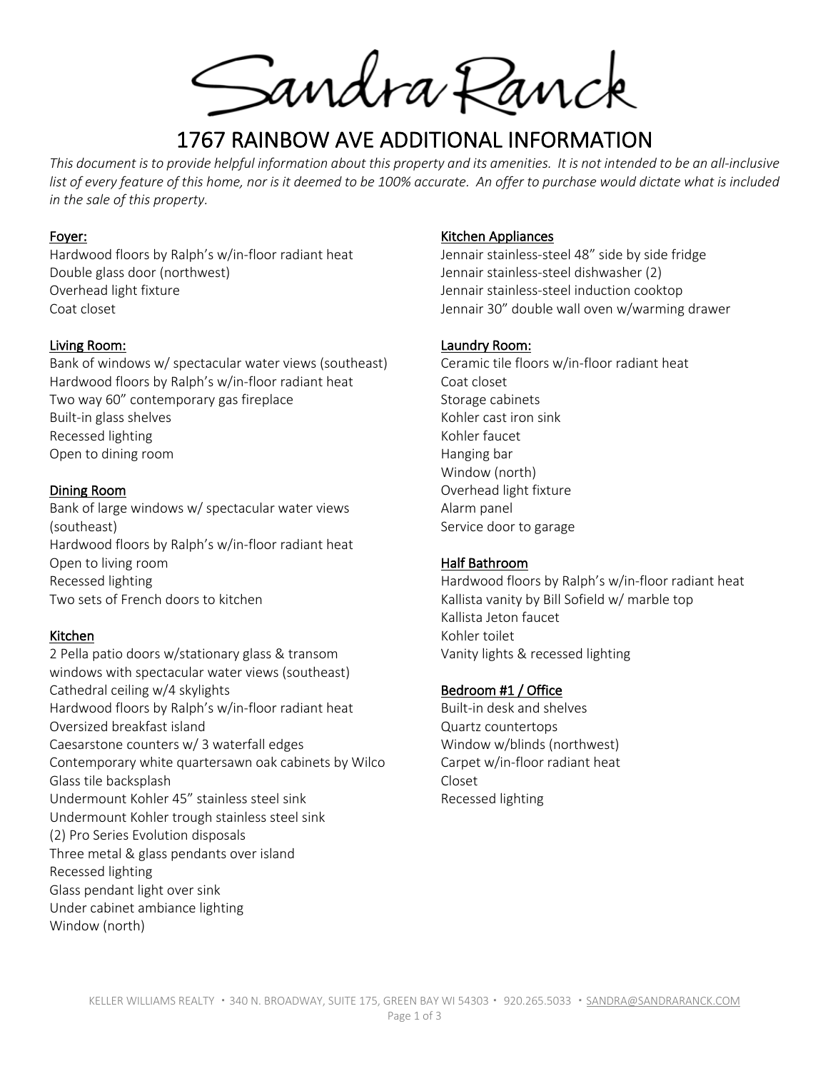# Sandra Ranck

## 1767 RAINBOW AVE ADDITIONAL INFORMATION

*This document is to provide helpful information about this property and its amenities. It is not intended to be an all-inclusive list of every feature of this home, nor is it deemed to be 100% accurate. An offer to purchase would dictate what is included in the sale of this property.*

### Foyer:
Hardwood floors by Ralph's w/in-floor radiant heat
Double glass door (northwest)
Overhead light fixture
Coat closet

### Living Room:
Bank of windows w/ spectacular water views (southeast)
Hardwood floors by Ralph's w/in-floor radiant heat
Two way 60" contemporary gas fireplace
Built-in glass shelves
Recessed lighting
Open to dining room

### Dining Room
Bank of large windows w/ spectacular water views (southeast)
Hardwood floors by Ralph's w/in-floor radiant heat
Open to living room
Recessed lighting
Two sets of French doors to kitchen

### Kitchen
2 Pella patio doors w/stationary glass & transom windows with spectacular water views (southeast)
Cathedral ceiling w/4 skylights
Hardwood floors by Ralph's w/in-floor radiant heat
Oversized breakfast island
Caesarstone counters w/ 3 waterfall edges
Contemporary white quartersawn oak cabinets by Wilco
Glass tile backsplash
Undermount Kohler 45" stainless steel sink
Undermount Kohler trough stainless steel sink
(2) Pro Series Evolution disposals
Three metal & glass pendants over island
Recessed lighting
Glass pendant light over sink
Under cabinet ambiance lighting
Window (north)

### Kitchen Appliances
Jennair stainless-steel 48" side by side fridge
Jennair stainless-steel dishwasher (2)
Jennair stainless-steel induction cooktop
Jennair 30" double wall oven w/warming drawer

### Laundry Room:
Ceramic tile floors w/in-floor radiant heat
Coat closet
Storage cabinets
Kohler cast iron sink
Kohler faucet
Hanging bar
Window (north)
Overhead light fixture
Alarm panel
Service door to garage

### Half Bathroom
Hardwood floors by Ralph's w/in-floor radiant heat
Kallista vanity by Bill Sofield w/ marble top
Kallista Jeton faucet
Kohler toilet
Vanity lights & recessed lighting

### Bedroom #1 / Office
Built-in desk and shelves
Quartz countertops
Window w/blinds (northwest)
Carpet w/in-floor radiant heat
Closet
Recessed lighting

KELLER WILLIAMS REALTY • 340 N. BROADWAY, SUITE 175, GREEN BAY WI 54303 • 920.265.5033 • SANDRA@SANDRARANCK.COM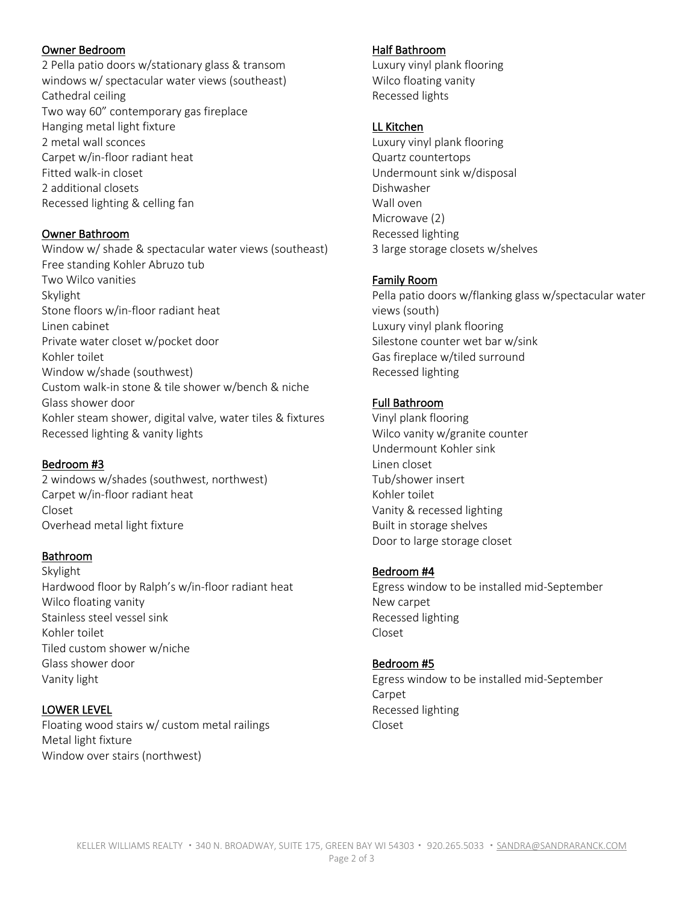<u>Owner Bedroom</u>

2 Pella patio doors w/stationary glass & transom windows w/ spectacular water views (southeast)
Cathedral ceiling
Two way 60" contemporary gas fireplace
Hanging metal light fixture
2 metal wall sconces
Carpet w/in-floor radiant heat
Fitted walk-in closet
2 additional closets
Recessed lighting & celling fan

<u>Owner Bathroom</u>

Window w/ shade & spectacular water views (southeast)
Free standing Kohler Abruzo tub
Two Wilco vanities
Skylight
Stone floors w/in-floor radiant heat
Linen cabinet
Private water closet w/pocket door
Kohler toilet
Window w/shade (southwest)
Custom walk-in stone & tile shower w/bench & niche
Glass shower door
Kohler steam shower, digital valve, water tiles & fixtures
Recessed lighting & vanity lights

<u>Bedroom #3</u>

2 windows w/shades (southwest, northwest)
Carpet w/in-floor radiant heat
Closet
Overhead metal light fixture

<u>Bathroom</u>

Skylight
Hardwood floor by Ralph's w/in-floor radiant heat
Wilco floating vanity
Stainless steel vessel sink
Kohler toilet
Tiled custom shower w/niche
Glass shower door
Vanity light

<u>LOWER LEVEL</u>

Floating wood stairs w/ custom metal railings
Metal light fixture
Window over stairs (northwest)

<u>Half Bathroom</u>

Luxury vinyl plank flooring
Wilco floating vanity
Recessed lights

<u>LL Kitchen</u>

Luxury vinyl plank flooring
Quartz countertops
Undermount sink w/disposal
Dishwasher
Wall oven
Microwave (2)
Recessed lighting
3 large storage closets w/shelves

<u>Family Room</u>

Pella patio doors w/flanking glass w/spectacular water views (south)
Luxury vinyl plank flooring
Silestone counter wet bar w/sink
Gas fireplace w/tiled surround
Recessed lighting

<u>Full Bathroom</u>

Vinyl plank flooring
Wilco vanity w/granite counter
Undermount Kohler sink
Linen closet
Tub/shower insert
Kohler toilet
Vanity & recessed lighting
Built in storage shelves
Door to large storage closet

<u>Bedroom #4</u>

Egress window to be installed mid-September
New carpet
Recessed lighting
Closet

<u>Bedroom #5</u>

Egress window to be installed mid-September
Carpet
Recessed lighting
Closet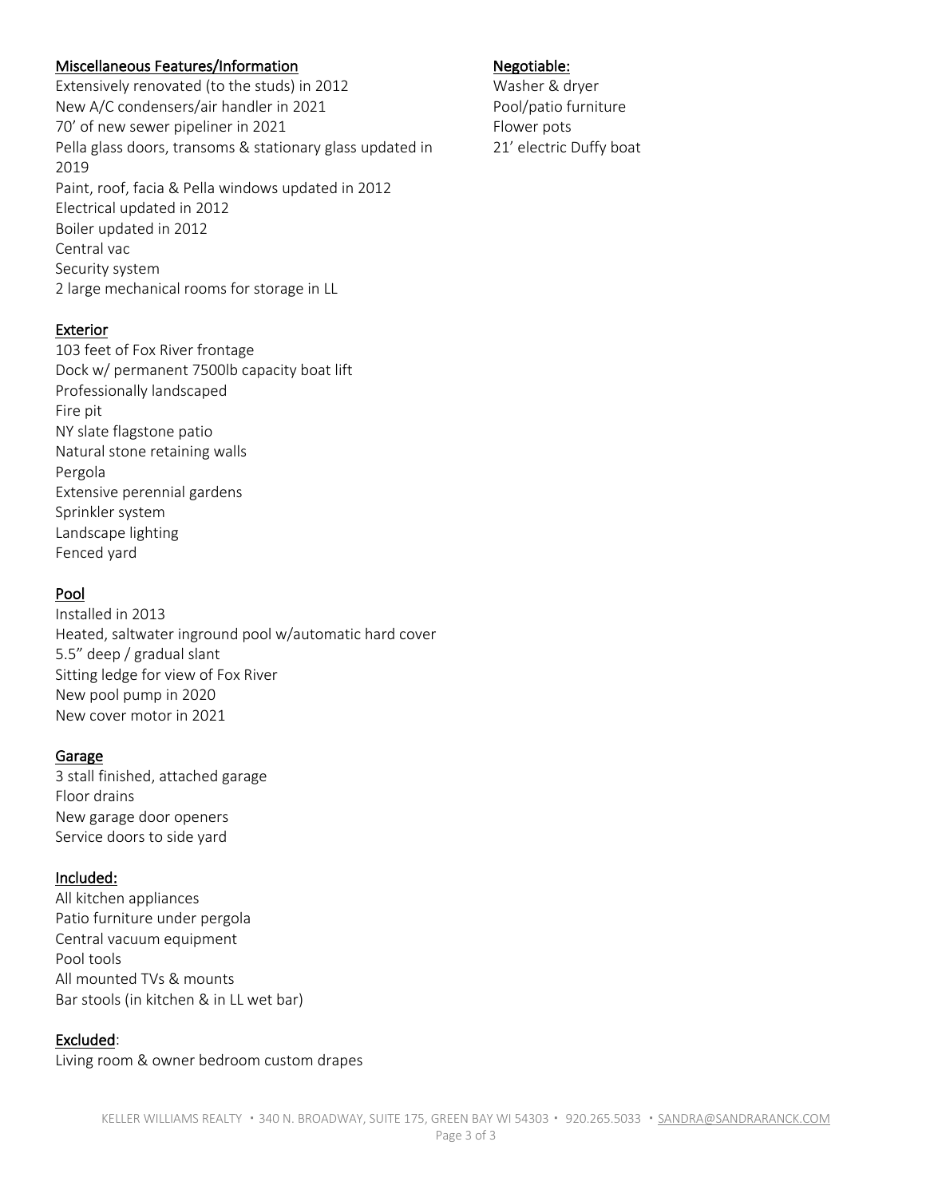## Miscellaneous Features/Information

Extensively renovated (to the studs) in 2012
New A/C condensers/air handler in 2021
70' of new sewer pipeliner in 2021
Pella glass doors, transoms & stationary glass updated in 2019
Paint, roof, facia & Pella windows updated in 2012
Electrical updated in 2012
Boiler updated in 2012
Central vac
Security system
2 large mechanical rooms for storage in LL

## Negotiable:

Washer & dryer
Pool/patio furniture
Flower pots
21' electric Duffy boat

## Exterior

103 feet of Fox River frontage
Dock w/ permanent 7500lb capacity boat lift
Professionally landscaped
Fire pit
NY slate flagstone patio
Natural stone retaining walls
Pergola
Extensive perennial gardens
Sprinkler system
Landscape lighting
Fenced yard

## Pool

Installed in 2013
Heated, saltwater inground pool w/automatic hard cover
5.5" deep / gradual slant
Sitting ledge for view of Fox River
New pool pump in 2020
New cover motor in 2021

## Garage

3 stall finished, attached garage
Floor drains
New garage door openers
Service doors to side yard

## Included:

All kitchen appliances
Patio furniture under pergola
Central vacuum equipment
Pool tools
All mounted TVs & mounts
Bar stools (in kitchen & in LL wet bar)

## Excluded:

Living room & owner bedroom custom drapes

KELLER WILLIAMS REALTY • 340 N. BROADWAY, SUITE 175, GREEN BAY WI 54303 • 920.265.5033 • SANDRA@SANDRARANCK.COM